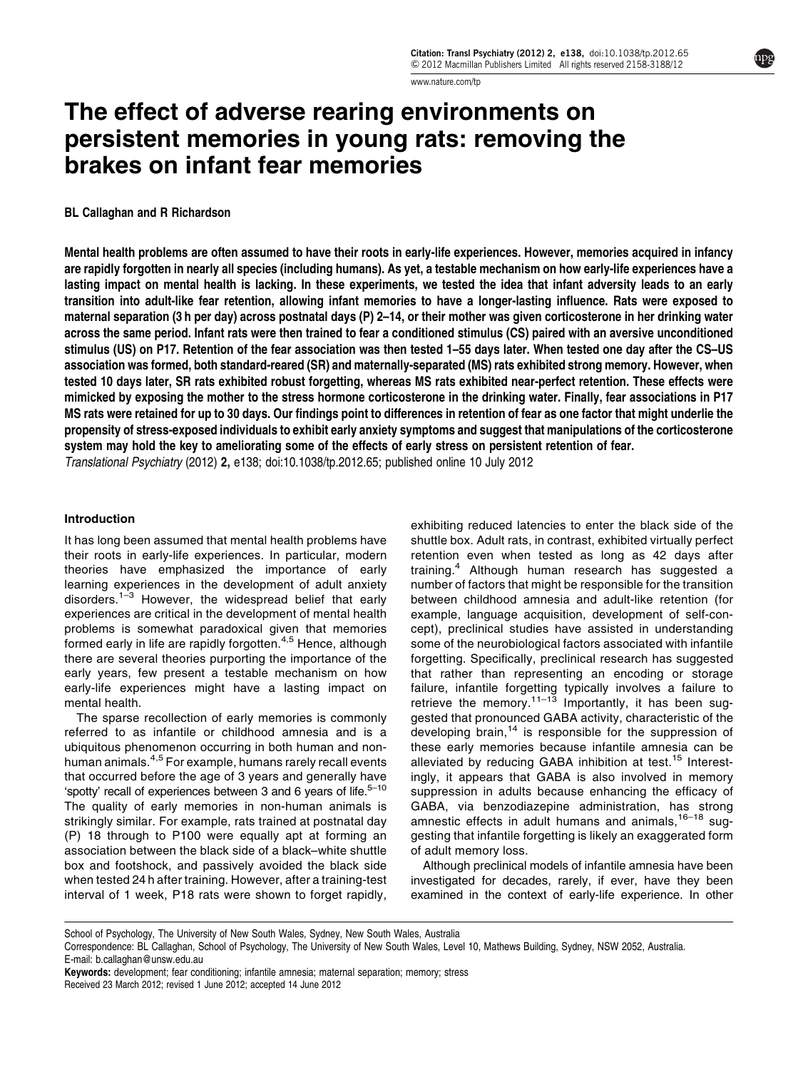# The effect of adverse rearing environments on persistent memories in young rats: removing the brakes on infant fear memories

BL Callaghan and R Richardson

**Mental health problems are often assumed to have their roots in early-life experiences. However, memories acquired in infancy are rapidly forgotten in nearly all species (including humans). As yet, a testable mechanism on how early-life experiences have a lasting impact on mental health is lacking. In these experiments, we tested the idea that infant adversity leads to an early transition into adult-like fear retention, allowing infant memories to have a longer-lasting influence. Rats were exposed to maternal separation (3 h per day) across postnatal days (P) 2–14, or their mother was given corticosterone in her drinking water across the same period. Infant rats were then trained to fear a conditioned stimulus (CS) paired with an aversive unconditioned stimulus (US) on P17. Retention of the fear association was then tested 1–55 days later. When tested one day after the CS–US association was formed, both standard-reared (SR) and maternally-separated (MS) rats exhibited strong memory. However, when tested 10 days later, SR rats exhibited robust forgetting, whereas MS rats exhibited near-perfect retention. These effects were mimicked by exposing the mother to the stress hormone corticosterone in the drinking water. Finally, fear associations in P17 MS rats were retained for up to 30 days. Our findings point to differences in retention of fear as one factor that might underlie the propensity of stress-exposed individuals to exhibit early anxiety symptoms and suggest that manipulations of the corticosterone system may hold the key to ameliorating some of the effects of early stress on persistent retention of fear.**

*Translational Psychiatry* (2012) **2,** e138; doi:10.1038/tp.2012.65; published online 10 July 2012

## Introduction

It has long been assumed that mental health problems have their roots in early-life experiences. In particular, modern theories have emphasized the importance of early learning experiences in the development of adult anxiety disorders.[1–3] However, the widespread belief that early experiences are critical in the development of mental health problems is somewhat paradoxical given that memories formed early in life are rapidly forgotten.[4,5] Hence, although there are several theories purporting the importance of the early years, few present a testable mechanism on how early-life experiences might have a lasting impact on mental health.

The sparse recollection of early memories is commonly referred to as infantile or childhood amnesia and is a ubiquitous phenomenon occurring in both human and non-human animals.[4,5] For example, humans rarely recall events that occurred before the age of 3 years and generally have 'spotty' recall of experiences between 3 and 6 years of life.[5–10] The quality of early memories in non-human animals is strikingly similar. For example, rats trained at postnatal day (P) 18 through to P100 were equally apt at forming an association between the black side of a black–white shuttle box and footshock, and passively avoided the black side when tested 24 h after training. However, after a training-test interval of 1 week, P18 rats were shown to forget rapidly, exhibiting reduced latencies to enter the black side of the shuttle box. Adult rats, in contrast, exhibited virtually perfect retention even when tested as long as 42 days after training.[4] Although human research has suggested a number of factors that might be responsible for the transition between childhood amnesia and adult-like retention (for example, language acquisition, development of self-concept), preclinical studies have assisted in understanding some of the neurobiological factors associated with infantile forgetting. Specifically, preclinical research has suggested that rather than representing an encoding or storage failure, infantile forgetting typically involves a failure to retrieve the memory.[11–13] Importantly, it has been suggested that pronounced GABA activity, characteristic of the developing brain,[14] is responsible for the suppression of these early memories because infantile amnesia can be alleviated by reducing GABA inhibition at test.[15] Interestingly, it appears that GABA is also involved in memory suppression in adults because enhancing the efficacy of GABA, via benzodiazepine administration, has strong amnestic effects in adult humans and animals,[16–18] suggesting that infantile forgetting is likely an exaggerated form of adult memory loss.

Although preclinical models of infantile amnesia have been investigated for decades, rarely, if ever, have they been examined in the context of early-life experience. In other

School of Psychology, The University of New South Wales, Sydney, New South Wales, Australia

Correspondence: BL Callaghan, School of Psychology, The University of New South Wales, Level 10, Mathews Building, Sydney, NSW 2052, Australia.
E-mail: b.callaghan@unsw.edu.au

**Keywords:** development; fear conditioning; infantile amnesia; maternal separation; memory; stress

Received 23 March 2012; revised 1 June 2012; accepted 14 June 2012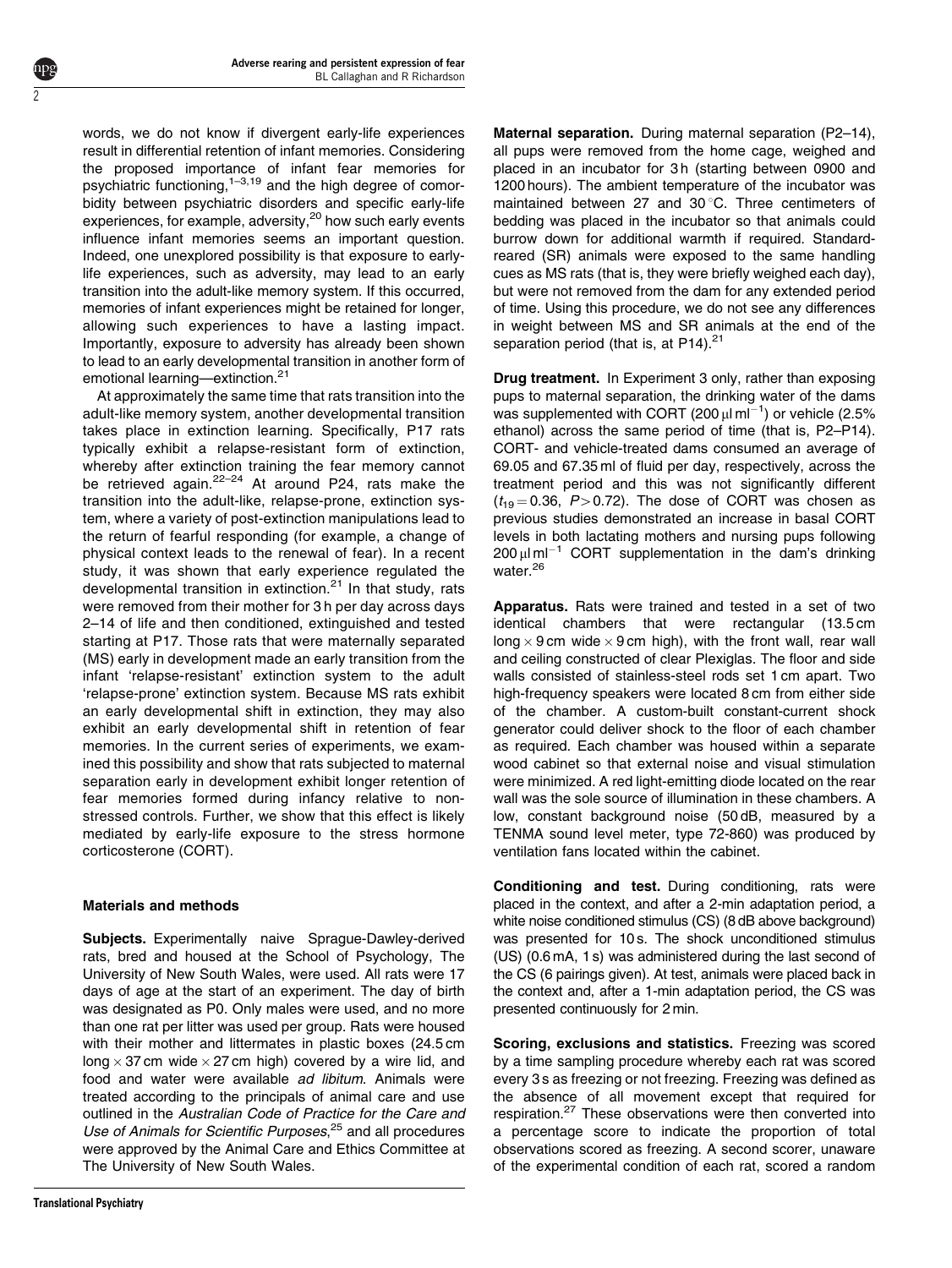words, we do not know if divergent early-life experiences result in differential retention of infant memories. Considering the proposed importance of infant fear memories for psychiatric functioning,[1–3,19] and the high degree of comorbidity between psychiatric disorders and specific early-life experiences, for example, adversity,[20] how such early events influence infant memories seems an important question. Indeed, one unexplored possibility is that exposure to early-life experiences, such as adversity, may lead to an early transition into the adult-like memory system. If this occurred, memories of infant experiences might be retained for longer, allowing such experiences to have a lasting impact. Importantly, exposure to adversity has already been shown to lead to an early developmental transition in another form of emotional learning—extinction.[21]

At approximately the same time that rats transition into the adult-like memory system, another developmental transition takes place in extinction learning. Specifically, P17 rats typically exhibit a relapse-resistant form of extinction, whereby after extinction training the fear memory cannot be retrieved again.[22–24] At around P24, rats make the transition into the adult-like, relapse-prone, extinction system, where a variety of post-extinction manipulations lead to the return of fearful responding (for example, a change of physical context leads to the renewal of fear). In a recent study, it was shown that early experience regulated the developmental transition in extinction.[21] In that study, rats were removed from their mother for 3 h per day across days 2–14 of life and then conditioned, extinguished and tested starting at P17. Those rats that were maternally separated (MS) early in development made an early transition from the infant 'relapse-resistant' extinction system to the adult 'relapse-prone' extinction system. Because MS rats exhibit an early developmental shift in extinction, they may also exhibit an early developmental shift in retention of fear memories. In the current series of experiments, we examined this possibility and show that rats subjected to maternal separation early in development exhibit longer retention of fear memories formed during infancy relative to non-stressed controls. Further, we show that this effect is likely mediated by early-life exposure to the stress hormone corticosterone (CORT).

## Materials and methods

**Subjects.** Experimentally naive Sprague-Dawley-derived rats, bred and housed at the School of Psychology, The University of New South Wales, were used. All rats were 17 days of age at the start of an experiment. The day of birth was designated as P0. Only males were used, and no more than one rat per litter was used per group. Rats were housed with their mother and littermates in plastic boxes (24.5 cm long × 37 cm wide × 27 cm high) covered by a wire lid, and food and water were available *ad libitum*. Animals were treated according to the principals of animal care and use outlined in the *Australian Code of Practice for the Care and Use of Animals for Scientific Purposes*,[25] and all procedures were approved by the Animal Care and Ethics Committee at The University of New South Wales.

**Maternal separation.** During maternal separation (P2–14), all pups were removed from the home cage, weighed and placed in an incubator for 3 h (starting between 0900 and 1200 hours). The ambient temperature of the incubator was maintained between 27 and 30 °C. Three centimeters of bedding was placed in the incubator so that animals could burrow down for additional warmth if required. Standard-reared (SR) animals were exposed to the same handling cues as MS rats (that is, they were briefly weighed each day), but were not removed from the dam for any extended period of time. Using this procedure, we do not see any differences in weight between MS and SR animals at the end of the separation period (that is, at P14).[21]

**Drug treatment.** In Experiment 3 only, rather than exposing pups to maternal separation, the drinking water of the dams was supplemented with CORT (200 μl ml$^{-1}$) or vehicle (2.5% ethanol) across the same period of time (that is, P2–P14). CORT- and vehicle-treated dams consumed an average of 69.05 and 67.35 ml of fluid per day, respectively, across the treatment period and this was not significantly different ($t_{19} = 0.36$, $P > 0.72$). The dose of CORT was chosen as previous studies demonstrated an increase in basal CORT levels in both lactating mothers and nursing pups following 200 μl ml$^{-1}$ CORT supplementation in the dam's drinking water.[26]

**Apparatus.** Rats were trained and tested in a set of two identical chambers that were rectangular (13.5 cm long × 9 cm wide × 9 cm high), with the front wall, rear wall and ceiling constructed of clear Plexiglas. The floor and side walls consisted of stainless-steel rods set 1 cm apart. Two high-frequency speakers were located 8 cm from either side of the chamber. A custom-built constant-current shock generator could deliver shock to the floor of each chamber as required. Each chamber was housed within a separate wood cabinet so that external noise and visual stimulation were minimized. A red light-emitting diode located on the rear wall was the sole source of illumination in these chambers. A low, constant background noise (50 dB, measured by a TENMA sound level meter, type 72-860) was produced by ventilation fans located within the cabinet.

**Conditioning and test.** During conditioning, rats were placed in the context, and after a 2-min adaptation period, a white noise conditioned stimulus (CS) (8 dB above background) was presented for 10 s. The shock unconditioned stimulus (US) (0.6 mA, 1 s) was administered during the last second of the CS (6 pairings given). At test, animals were placed back in the context and, after a 1-min adaptation period, the CS was presented continuously for 2 min.

**Scoring, exclusions and statistics.** Freezing was scored by a time sampling procedure whereby each rat was scored every 3 s as freezing or not freezing. Freezing was defined as the absence of all movement except that required for respiration.[27] These observations were then converted into a percentage score to indicate the proportion of total observations scored as freezing. A second scorer, unaware of the experimental condition of each rat, scored a random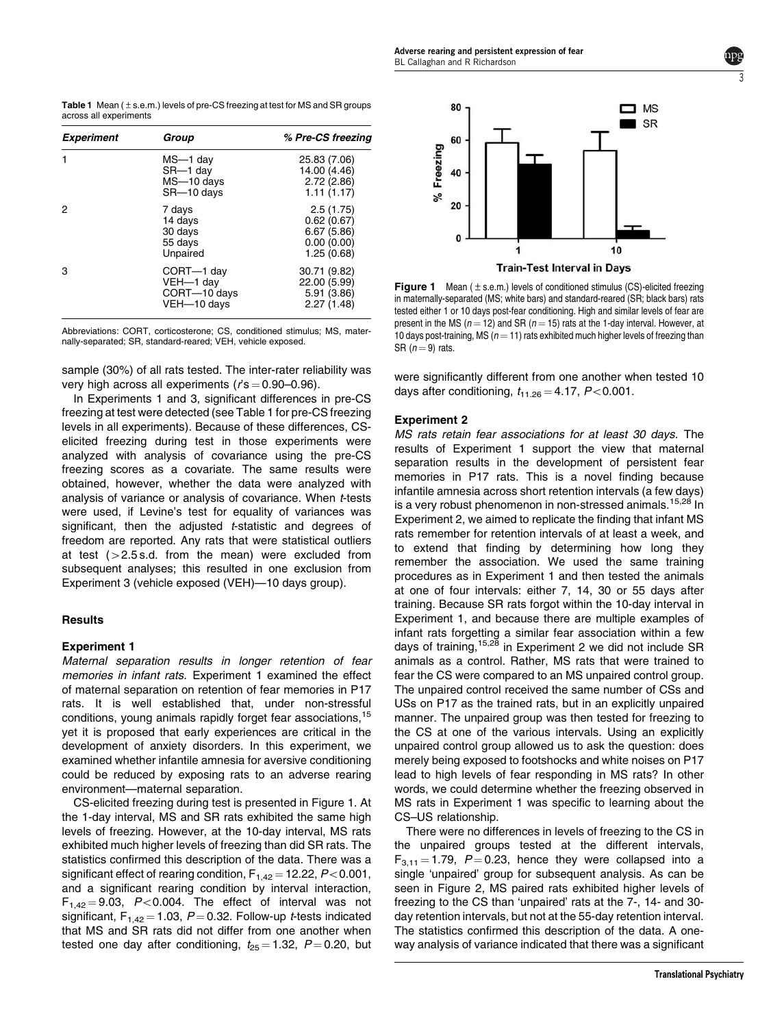**Table 1** Mean (±s.e.m.) levels of pre-CS freezing at test for MS and SR groups across all experiments

| Experiment | Group | % Pre-CS freezing |
|---|---|---|
| 1 | MS—1 day | 25.83 (7.06) |
| | SR—1 day | 14.00 (4.46) |
| | MS—10 days | 2.72 (2.86) |
| | SR—10 days | 1.11 (1.17) |
| 2 | 7 days | 2.5 (1.75) |
| | 14 days | 0.62 (0.67) |
| | 30 days | 6.67 (5.86) |
| | 55 days | 0.00 (0.00) |
| | Unpaired | 1.25 (0.68) |
| 3 | CORT—1 day | 30.71 (9.82) |
| | VEH—1 day | 22.00 (5.99) |
| | CORT—10 days | 5.91 (3.86) |
| | VEH—10 days | 2.27 (1.48) |

Abbreviations: CORT, corticosterone; CS, conditioned stimulus; MS, maternally-separated; SR, standard-reared; VEH, vehicle exposed.

sample (30%) of all rats tested. The inter-rater reliability was very high across all experiments ($r$'s = 0.90–0.96).

In Experiments 1 and 3, significant differences in pre-CS freezing at test were detected (see Table 1 for pre-CS freezing levels in all experiments). Because of these differences, CS-elicited freezing during test in those experiments were analyzed with analysis of covariance using the pre-CS freezing scores as a covariate. The same results were obtained, however, whether the data were analyzed with analysis of variance or analysis of covariance. When $t$-tests were used, if Levine's test for equality of variances was significant, then the adjusted $t$-statistic and degrees of freedom are reported. Any rats that were statistical outliers at test (>2.5 s.d. from the mean) were excluded from subsequent analyses; this resulted in one exclusion from Experiment 3 (vehicle exposed (VEH)—10 days group).

## Results

### Experiment 1

*Maternal separation results in longer retention of fear memories in infant rats.* Experiment 1 examined the effect of maternal separation on retention of fear memories in P17 rats. It is well established that, under non-stressful conditions, young animals rapidly forget fear associations,[15] yet it is proposed that early experiences are critical in the development of anxiety disorders. In this experiment, we examined whether infantile amnesia for aversive conditioning could be reduced by exposing rats to an adverse rearing environment—maternal separation.

CS-elicited freezing during test is presented in Figure 1. At the 1-day interval, MS and SR rats exhibited the same high levels of freezing. However, at the 10-day interval, MS rats exhibited much higher levels of freezing than did SR rats. The statistics confirmed this description of the data. There was a significant effect of rearing condition, $F_{1,42} = 12.22$, $P < 0.001$, and a significant rearing condition by interval interaction, $F_{1,42} = 9.03$, $P < 0.004$. The effect of interval was not significant, $F_{1,42} = 1.03$, $P = 0.32$. Follow-up $t$-tests indicated that MS and SR rats did not differ from one another when tested one day after conditioning, $t_{25} = 1.32$, $P = 0.20$, but were significantly different from one another when tested 10 days after conditioning, $t_{11.26} = 4.17$, $P < 0.001$.

**Figure 1** Mean (±s.e.m.) levels of conditioned stimulus (CS)-elicited freezing in maternally-separated (MS; white bars) and standard-reared (SR; black bars) rats tested either 1 or 10 days post-fear conditioning. High and similar levels of fear are present in the MS ($n = 12$) and SR ($n = 15$) rats at the 1-day interval. However, at 10 days post-training, MS ($n = 11$) rats exhibited much higher levels of freezing than SR ($n = 9$) rats.

### Experiment 2

*MS rats retain fear associations for at least 30 days.* The results of Experiment 1 support the view that maternal separation results in the development of persistent fear memories in P17 rats. This is a novel finding because infantile amnesia across short retention intervals (a few days) is a very robust phenomenon in non-stressed animals.[15,28] In Experiment 2, we aimed to replicate the finding that infant MS rats remember for retention intervals of at least a week, and to extend that finding by determining how long they remember the association. We used the same training procedures as in Experiment 1 and then tested the animals at one of four intervals: either 7, 14, 30 or 55 days after training. Because SR rats forgot within the 10-day interval in Experiment 1, and because there are multiple examples of infant rats forgetting a similar fear association within a few days of training,[15,28] in Experiment 2 we did not include SR animals as a control. Rather, MS rats that were trained to fear the CS were compared to an MS unpaired control group. The unpaired control received the same number of CSs and USs on P17 as the trained rats, but in an explicitly unpaired manner. The unpaired group was then tested for freezing to the CS at one of the various intervals. Using an explicitly unpaired control group allowed us to ask the question: does merely being exposed to footshocks and white noises on P17 lead to high levels of fear responding in MS rats? In other words, we could determine whether the freezing observed in MS rats in Experiment 1 was specific to learning about the CS–US relationship.

There were no differences in levels of freezing to the CS in the unpaired groups tested at the different intervals, $F_{3,11} = 1.79$, $P = 0.23$, hence they were collapsed into a single 'unpaired' group for subsequent analysis. As can be seen in Figure 2, MS paired rats exhibited higher levels of freezing to the CS than 'unpaired' rats at the 7-, 14- and 30-day retention intervals, but not at the 55-day retention interval. The statistics confirmed this description of the data. A one-way analysis of variance indicated that there was a significant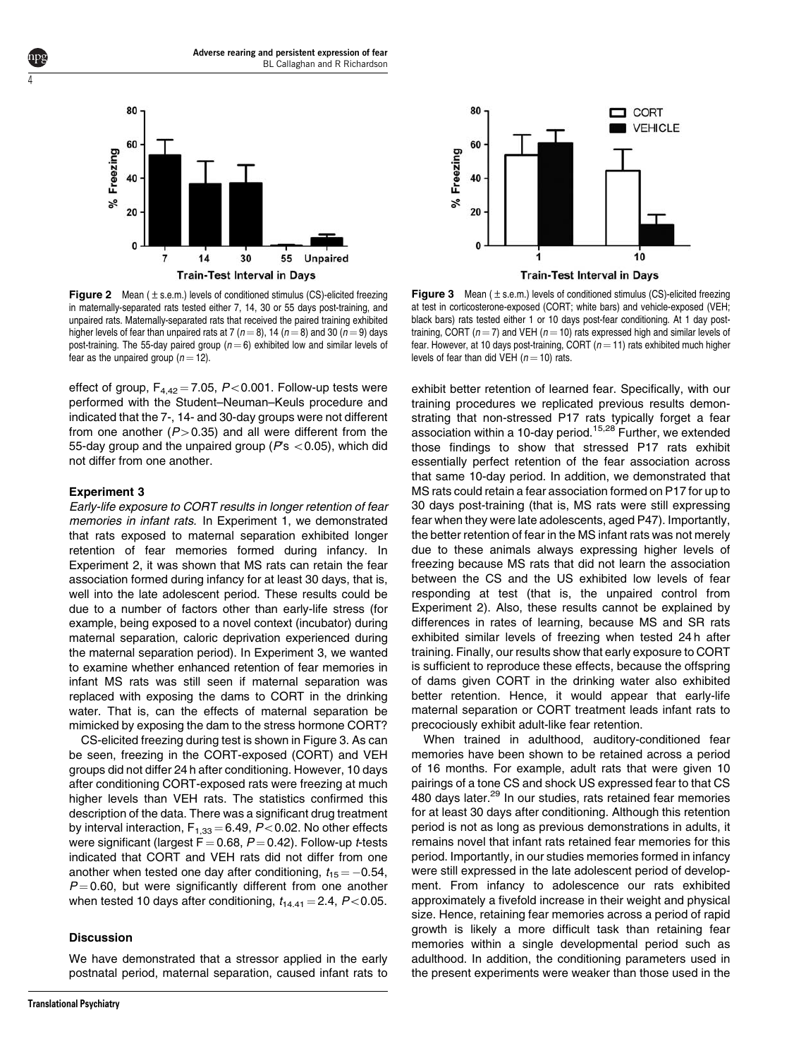**Figure 2** Mean (±s.e.m.) levels of conditioned stimulus (CS)-elicited freezing in maternally-separated rats tested either 7, 14, 30 or 55 days post-training, and unpaired rats. Maternally-separated rats that received the paired training exhibited higher levels of fear than unpaired rats at 7 ($n = 8$), 14 ($n = 8$) and 30 ($n = 9$) days post-training. The 55-day paired group ($n = 6$) exhibited low and similar levels of fear as the unpaired group ($n = 12$).

**Figure 3** Mean (±s.e.m.) levels of conditioned stimulus (CS)-elicited freezing at test in corticosterone-exposed (CORT; white bars) and vehicle-exposed (VEH; black bars) rats tested either 1 or 10 days post-fear conditioning. At 1 day post-training, CORT ($n = 7$) and VEH ($n = 10$) rats expressed high and similar levels of fear. However, at 10 days post-training, CORT ($n = 11$) rats exhibited much higher levels of fear than did VEH ($n = 10$) rats.

effect of group, $F_{4,42} = 7.05$, $P < 0.001$. Follow-up tests were performed with the Student–Neuman–Keuls procedure and indicated that the 7-, 14- and 30-day groups were not different from one another ($P > 0.35$) and all were different from the 55-day group and the unpaired group ($P$'s $< 0.05$), which did not differ from one another.

### Experiment 3

*Early-life exposure to CORT results in longer retention of fear memories in infant rats.* In Experiment 1, we demonstrated that rats exposed to maternal separation exhibited longer retention of fear memories formed during infancy. In Experiment 2, it was shown that MS rats can retain the fear association formed during infancy for at least 30 days, that is, well into the late adolescent period. These results could be due to a number of factors other than early-life stress (for example, being exposed to a novel context (incubator) during maternal separation, caloric deprivation experienced during the maternal separation period). In Experiment 3, we wanted to examine whether enhanced retention of fear memories in infant MS rats was still seen if maternal separation was replaced with exposing the dams to CORT in the drinking water. That is, can the effects of maternal separation be mimicked by exposing the dam to the stress hormone CORT?

CS-elicited freezing during test is shown in Figure 3. As can be seen, freezing in the CORT-exposed (CORT) and VEH groups did not differ 24 h after conditioning. However, 10 days after conditioning CORT-exposed rats were freezing at much higher levels than VEH rats. The statistics confirmed this description of the data. There was a significant drug treatment by interval interaction, $F_{1,33} = 6.49$, $P < 0.02$. No other effects were significant (largest $F = 0.68$, $P = 0.42$). Follow-up $t$-tests indicated that CORT and VEH rats did not differ from one another when tested one day after conditioning, $t_{15} = -0.54$, $P = 0.60$, but were significantly different from one another when tested 10 days after conditioning, $t_{14.41} = 2.4$, $P < 0.05$.

## Discussion

We have demonstrated that a stressor applied in the early postnatal period, maternal separation, caused infant rats to exhibit better retention of learned fear. Specifically, with our training procedures we replicated previous results demonstrating that non-stressed P17 rats typically forget a fear association within a 10-day period.[15,28] Further, we extended those findings to show that stressed P17 rats exhibit essentially perfect retention of the fear association across that same 10-day period. In addition, we demonstrated that MS rats could retain a fear association formed on P17 for up to 30 days post-training (that is, MS rats were still expressing fear when they were late adolescents, aged P47). Importantly, the better retention of fear in the MS infant rats was not merely due to these animals always expressing higher levels of freezing because MS rats that did not learn the association between the CS and the US exhibited low levels of fear responding at test (that is, the unpaired control from Experiment 2). Also, these results cannot be explained by differences in rates of learning, because MS and SR rats exhibited similar levels of freezing when tested 24 h after training. Finally, our results show that early exposure to CORT is sufficient to reproduce these effects, because the offspring of dams given CORT in the drinking water also exhibited better retention. Hence, it would appear that early-life maternal separation or CORT treatment leads infant rats to precociously exhibit adult-like fear retention.

When trained in adulthood, auditory-conditioned fear memories have been shown to be retained across a period of 16 months. For example, adult rats that were given 10 pairings of a tone CS and shock US expressed fear to that CS 480 days later.[29] In our studies, rats retained fear memories for at least 30 days after conditioning. Although this retention period is not as long as previous demonstrations in adults, it remains novel that infant rats retained fear memories for this period. Importantly, in our studies memories formed in infancy were still expressed in the late adolescent period of development. From infancy to adolescence our rats exhibited approximately a fivefold increase in their weight and physical size. Hence, retaining fear memories across a period of rapid growth is likely a more difficult task than retaining fear memories within a single developmental period such as adulthood. In addition, the conditioning parameters used in the present experiments were weaker than those used in the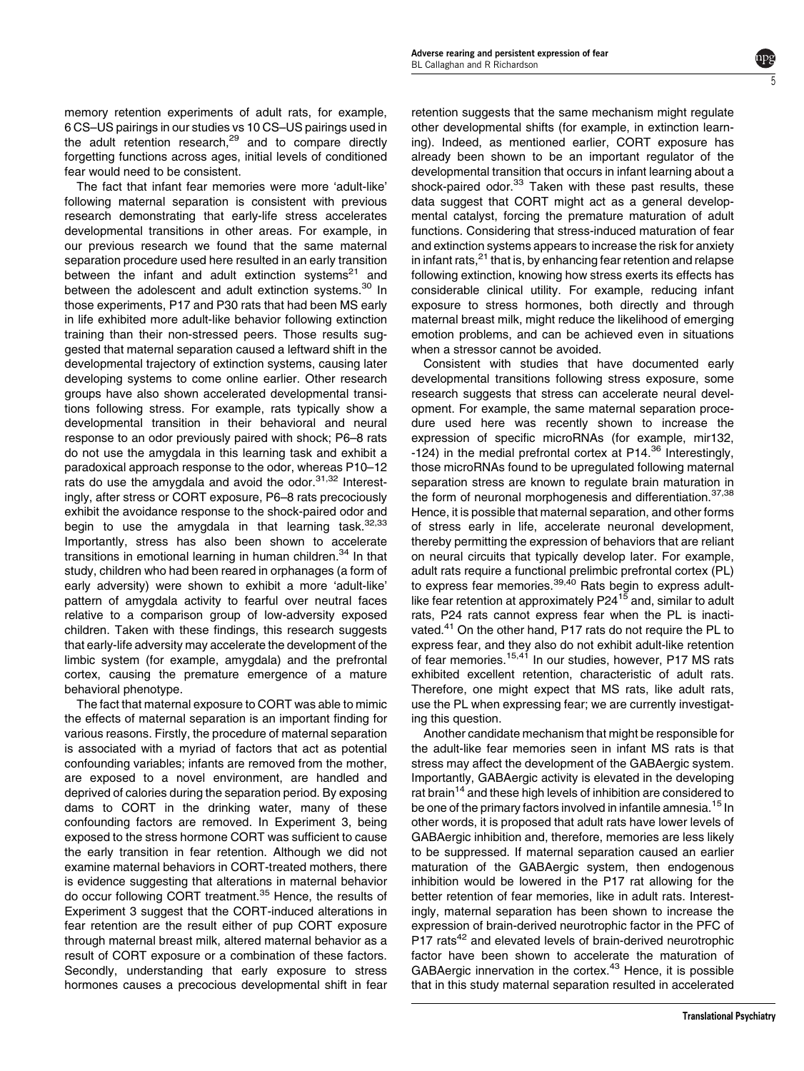memory retention experiments of adult rats, for example, 6 CS–US pairings in our studies vs 10 CS–US pairings used in the adult retention research,[29] and to compare directly forgetting functions across ages, initial levels of conditioned fear would need to be consistent.

The fact that infant fear memories were more 'adult-like' following maternal separation is consistent with previous research demonstrating that early-life stress accelerates developmental transitions in other areas. For example, in our previous research we found that the same maternal separation procedure used here resulted in an early transition between the infant and adult extinction systems[21] and between the adolescent and adult extinction systems.[30] In those experiments, P17 and P30 rats that had been MS early in life exhibited more adult-like behavior following extinction training than their non-stressed peers. Those results suggested that maternal separation caused a leftward shift in the developmental trajectory of extinction systems, causing later developing systems to come online earlier. Other research groups have also shown accelerated developmental transitions following stress. For example, rats typically show a developmental transition in their behavioral and neural response to an odor previously paired with shock; P6–8 rats do not use the amygdala in this learning task and exhibit a paradoxical approach response to the odor, whereas P10–12 rats do use the amygdala and avoid the odor.[31,32] Interestingly, after stress or CORT exposure, P6–8 rats precociously exhibit the avoidance response to the shock-paired odor and begin to use the amygdala in that learning task.[32,33] Importantly, stress has also been shown to accelerate transitions in emotional learning in human children.[34] In that study, children who had been reared in orphanages (a form of early adversity) were shown to exhibit a more 'adult-like' pattern of amygdala activity to fearful over neutral faces relative to a comparison group of low-adversity exposed children. Taken with these findings, this research suggests that early-life adversity may accelerate the development of the limbic system (for example, amygdala) and the prefrontal cortex, causing the premature emergence of a mature behavioral phenotype.

The fact that maternal exposure to CORT was able to mimic the effects of maternal separation is an important finding for various reasons. Firstly, the procedure of maternal separation is associated with a myriad of factors that act as potential confounding variables; infants are removed from the mother, are exposed to a novel environment, are handled and deprived of calories during the separation period. By exposing dams to CORT in the drinking water, many of these confounding factors are removed. In Experiment 3, being exposed to the stress hormone CORT was sufficient to cause the early transition in fear retention. Although we did not examine maternal behaviors in CORT-treated mothers, there is evidence suggesting that alterations in maternal behavior do occur following CORT treatment.[35] Hence, the results of Experiment 3 suggest that the CORT-induced alterations in fear retention are the result either of pup CORT exposure through maternal breast milk, altered maternal behavior as a result of CORT exposure or a combination of these factors. Secondly, understanding that early exposure to stress hormones causes a precocious developmental shift in fear retention suggests that the same mechanism might regulate other developmental shifts (for example, in extinction learning). Indeed, as mentioned earlier, CORT exposure has already been shown to be an important regulator of the developmental transition that occurs in infant learning about a shock-paired odor.[33] Taken with these past results, these data suggest that CORT might act as a general developmental catalyst, forcing the premature maturation of adult functions. Considering that stress-induced maturation of fear and extinction systems appears to increase the risk for anxiety in infant rats,[21] that is, by enhancing fear retention and relapse following extinction, knowing how stress exerts its effects has considerable clinical utility. For example, reducing infant exposure to stress hormones, both directly and through maternal breast milk, might reduce the likelihood of emerging emotion problems, and can be achieved even in situations when a stressor cannot be avoided.

Consistent with studies that have documented early developmental transitions following stress exposure, some research suggests that stress can accelerate neural development. For example, the same maternal separation procedure used here was recently shown to increase the expression of specific microRNAs (for example, mir132, -124) in the medial prefrontal cortex at P14.[36] Interestingly, those microRNAs found to be upregulated following maternal separation stress are known to regulate brain maturation in the form of neuronal morphogenesis and differentiation.[37,38] Hence, it is possible that maternal separation, and other forms of stress early in life, accelerate neuronal development, thereby permitting the expression of behaviors that are reliant on neural circuits that typically develop later. For example, adult rats require a functional prelimbic prefrontal cortex (PL) to express fear memories.[39,40] Rats begin to express adult-like fear retention at approximately P24[15] and, similar to adult rats, P24 rats cannot express fear when the PL is inactivated.[41] On the other hand, P17 rats do not require the PL to express fear, and they also do not exhibit adult-like retention of fear memories.[15,41] In our studies, however, P17 MS rats exhibited excellent retention, characteristic of adult rats. Therefore, one might expect that MS rats, like adult rats, use the PL when expressing fear; we are currently investigating this question.

Another candidate mechanism that might be responsible for the adult-like fear memories seen in infant MS rats is that stress may affect the development of the GABAergic system. Importantly, GABAergic activity is elevated in the developing rat brain[14] and these high levels of inhibition are considered to be one of the primary factors involved in infantile amnesia.[15] In other words, it is proposed that adult rats have lower levels of GABAergic inhibition and, therefore, memories are less likely to be suppressed. If maternal separation caused an earlier maturation of the GABAergic system, then endogenous inhibition would be lowered in the P17 rat allowing for the better retention of fear memories, like in adult rats. Interestingly, maternal separation has been shown to increase the expression of brain-derived neurotrophic factor in the PFC of P17 rats[42] and elevated levels of brain-derived neurotrophic factor have been shown to accelerate the maturation of GABAergic innervation in the cortex.[43] Hence, it is possible that in this study maternal separation resulted in accelerated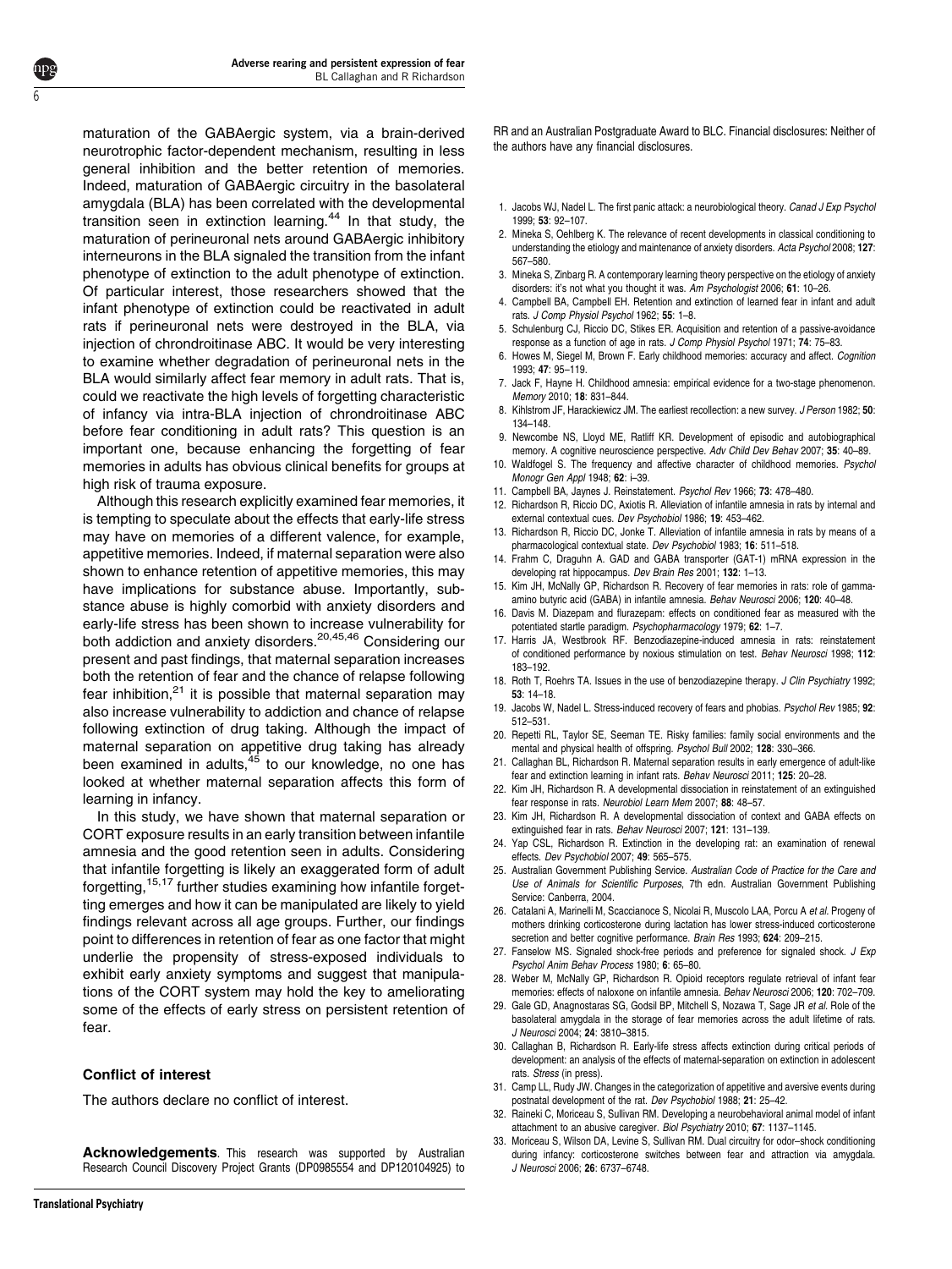maturation of the GABAergic system, via a brain-derived neurotrophic factor-dependent mechanism, resulting in less general inhibition and the better retention of memories. Indeed, maturation of GABAergic circuitry in the basolateral amygdala (BLA) has been correlated with the developmental transition seen in extinction learning.[44] In that study, the maturation of perineuronal nets around GABAergic inhibitory interneurons in the BLA signaled the transition from the infant phenotype of extinction to the adult phenotype of extinction. Of particular interest, those researchers showed that the infant phenotype of extinction could be reactivated in adult rats if perineuronal nets were destroyed in the BLA, via injection of chrondroitinase ABC. It would be very interesting to examine whether degradation of perineuronal nets in the BLA would similarly affect fear memory in adult rats. That is, could we reactivate the high levels of forgetting characteristic of infancy via intra-BLA injection of chrondroitinase ABC before fear conditioning in adult rats? This question is an important one, because enhancing the forgetting of fear memories in adults has obvious clinical benefits for groups at high risk of trauma exposure.

Although this research explicitly examined fear memories, it is tempting to speculate about the effects that early-life stress may have on memories of a different valence, for example, appetitive memories. Indeed, if maternal separation were also shown to enhance retention of appetitive memories, this may have implications for substance abuse. Importantly, substance abuse is highly comorbid with anxiety disorders and early-life stress has been shown to increase vulnerability for both addiction and anxiety disorders.[20,45,46] Considering our present and past findings, that maternal separation increases both the retention of fear and the chance of relapse following fear inhibition,[21] it is possible that maternal separation may also increase vulnerability to addiction and chance of relapse following extinction of drug taking. Although the impact of maternal separation on appetitive drug taking has already been examined in adults,[45] to our knowledge, no one has looked at whether maternal separation affects this form of learning in infancy.

In this study, we have shown that maternal separation or CORT exposure results in an early transition between infantile amnesia and the good retention seen in adults. Considering that infantile forgetting is likely an exaggerated form of adult forgetting,[15,17] further studies examining how infantile forgetting emerges and how it can be manipulated are likely to yield findings relevant across all age groups. Further, our findings point to differences in retention of fear as one factor that might underlie the propensity of stress-exposed individuals to exhibit early anxiety symptoms and suggest that manipulations of the CORT system may hold the key to ameliorating some of the effects of early stress on persistent retention of fear.

## Conflict of interest

The authors declare no conflict of interest.

**Acknowledgements**. This research was supported by Australian Research Council Discovery Project Grants (DP0985554 and DP120104925) to RR and an Australian Postgraduate Award to BLC. Financial disclosures: Neither of the authors have any financial disclosures.

1. Jacobs WJ, Nadel L. The first panic attack: a neurobiological theory. *Canad J Exp Psychol* 1999; **53**: 92–107.
2. Mineka S, Oehlberg K. The relevance of recent developments in classical conditioning to understanding the etiology and maintenance of anxiety disorders. *Acta Psychol* 2008; **127**: 567–580.
3. Mineka S, Zinbarg R. A contemporary learning theory perspective on the etiology of anxiety disorders: it's not what you thought it was. *Am Psychologist* 2006; **61**: 10–26.
4. Campbell BA, Campbell EH. Retention and extinction of learned fear in infant and adult rats. *J Comp Physiol Psychol* 1962; **55**: 1–8.
5. Schulenburg CJ, Riccio DC, Stikes ER. Acquisition and retention of a passive-avoidance response as a function of age in rats. *J Comp Physiol Psychol* 1971; **74**: 75–83.
6. Howes M, Siegel M, Brown F. Early childhood memories: accuracy and affect. *Cognition* 1993; **47**: 95–119.
7. Jack F, Hayne H. Childhood amnesia: empirical evidence for a two-stage phenomenon. *Memory* 2010; **18**: 831–844.
8. Kihlstrom JF, Harackiewicz JM. The earliest recollection: a new survey. *J Person* 1982; **50**: 134–148.
9. Newcombe NS, Lloyd ME, Ratliff KR. Development of episodic and autobiographical memory. A cognitive neuroscience perspective. *Adv Child Dev Behav* 2007; **35**: 40–89.
10. Waldfogel S. The frequency and affective character of childhood memories. *Psychol Monogr Gen Appl* 1948; **62**: i–39.
11. Campbell BA, Jaynes J. Reinstatement. *Psychol Rev* 1966; **73**: 478–480.
12. Richardson R, Riccio DC, Axiotis R. Alleviation of infantile amnesia in rats by internal and external contextual cues. *Dev Psychobiol* 1986; **19**: 453–462.
13. Richardson R, Riccio DC, Jonke T. Alleviation of infantile amnesia in rats by means of a pharmacological contextual state. *Dev Psychobiol* 1983; **16**: 511–518.
14. Frahm C, Draguhn A. GAD and GABA transporter (GAT-1) mRNA expression in the developing rat hippocampus. *Dev Brain Res* 2001; **132**: 1–13.
15. Kim JH, McNally GP, Richardson R. Recovery of fear memories in rats: role of gamma-amino butyric acid (GABA) in infantile amnesia. *Behav Neurosci* 2006; **120**: 40–48.
16. Davis M. Diazepam and flurazepam: effects on conditioned fear as measured with the potentiated startle paradigm. *Psychopharmacology* 1979; **62**: 1–7.
17. Harris JA, Westbrook RF. Benzodiazepine-induced amnesia in rats: reinstatement of conditioned performance by noxious stimulation on test. *Behav Neurosci* 1998; **112**: 183–192.
18. Roth T, Roehrs TA. Issues in the use of benzodiazepine therapy. *J Clin Psychiatry* 1992; **53**: 14–18.
19. Jacobs W, Nadel L. Stress-induced recovery of fears and phobias. *Psychol Rev* 1985; **92**: 512–531.
20. Repetti RL, Taylor SE, Seeman TE. Risky families: family social environments and the mental and physical health of offspring. *Psychol Bull* 2002; **128**: 330–366.
21. Callaghan BL, Richardson R. Maternal separation results in early emergence of adult-like fear and extinction learning in infant rats. *Behav Neurosci* 2011; **125**: 20–28.
22. Kim JH, Richardson R. A developmental dissociation in reinstatement of an extinguished fear response in rats. *Neurobiol Learn Mem* 2007; **88**: 48–57.
23. Kim JH, Richardson R. A developmental dissociation of context and GABA effects on extinguished fear in rats. *Behav Neurosci* 2007; **121**: 131–139.
24. Yap CSL, Richardson R. Extinction in the developing rat: an examination of renewal effects. *Dev Psychobiol* 2007; **49**: 565–575.
25. Australian Government Publishing Service. *Australian Code of Practice for the Care and Use of Animals for Scientific Purposes*, 7th edn. Australian Government Publishing Service: Canberra, 2004.
26. Catalani A, Marinelli M, Scaccianoce S, Nicolai R, Muscolo LAA, Porcu A *et al*. Progeny of mothers drinking corticosterone during lactation has lower stress-induced corticosterone secretion and better cognitive performance. *Brain Res* 1993; **624**: 209–215.
27. Fanselow MS. Signaled shock-free periods and preference for signaled shock. *J Exp Psychol Anim Behav Process* 1980; **6**: 65–80.
28. Weber M, McNally GP, Richardson R. Opioid receptors regulate retrieval of infant fear memories: effects of naloxone on infantile amnesia. *Behav Neurosci* 2006; **120**: 702–709.
29. Gale GD, Anagnostaras SG, Godsil BP, Mitchell S, Nozawa T, Sage JR *et al*. Role of the basolateral amygdala in the storage of fear memories across the adult lifetime of rats. *J Neurosci* 2004; **24**: 3810–3815.
30. Callaghan B, Richardson R. Early-life stress affects extinction during critical periods of development: an analysis of the effects of maternal-separation on extinction in adolescent rats. *Stress* (in press).
31. Camp LL, Rudy JW. Changes in the categorization of appetitive and aversive events during postnatal development of the rat. *Dev Psychobiol* 1988; **21**: 25–42.
32. Raineki C, Moriceau S, Sullivan RM. Developing a neurobehavioral animal model of infant attachment to an abusive caregiver. *Biol Psychiatry* 2010; **67**: 1137–1145.
33. Moriceau S, Wilson DA, Levine S, Sullivan RM. Dual circuitry for odor–shock conditioning during infancy: corticosterone switches between fear and attraction via amygdala. *J Neurosci* 2006; **26**: 6737–6748.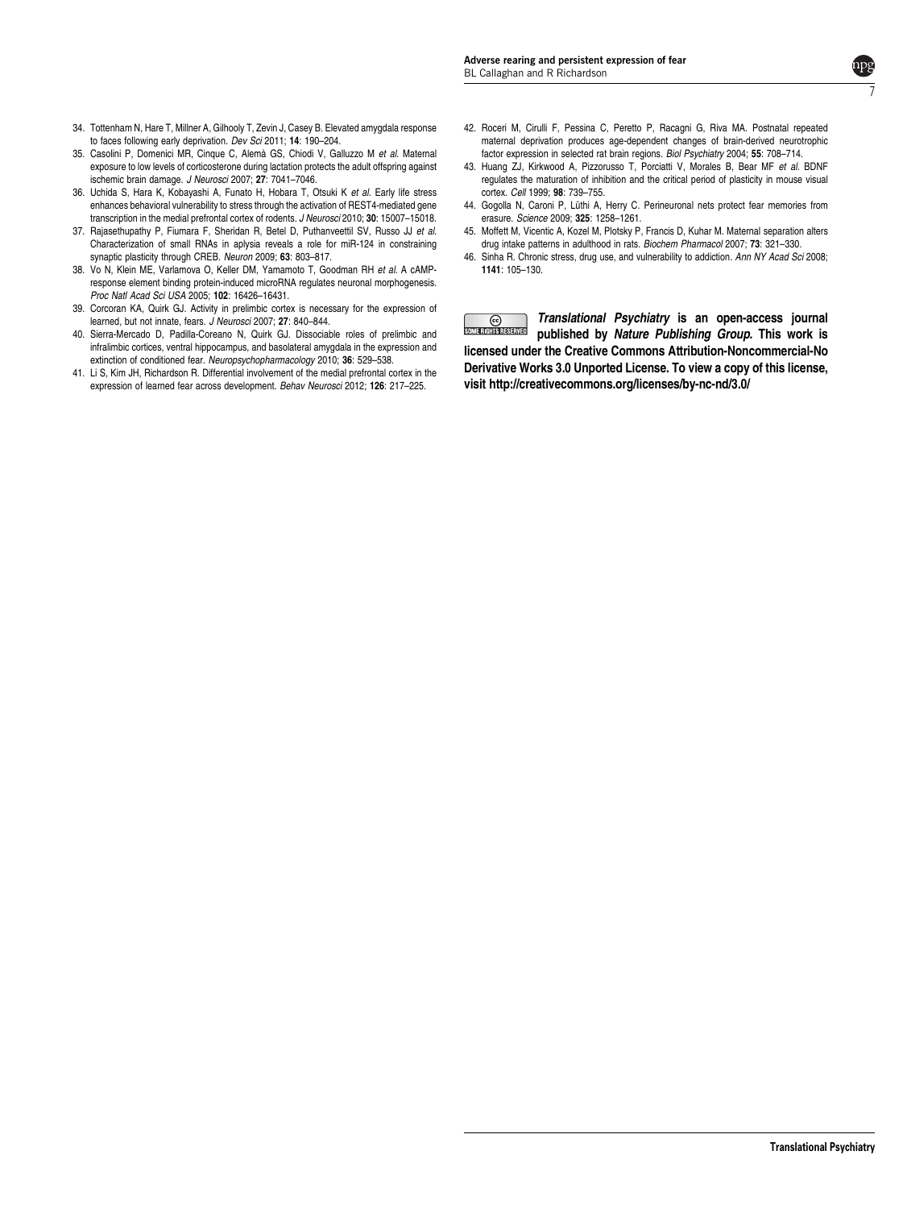34. Tottenham N, Hare T, Millner A, Gilhooly T, Zevin J, Casey B. Elevated amygdala response to faces following early deprivation. *Dev Sci* 2011; **14**: 190–204.
35. Casolini P, Domenici MR, Cinque C, Alemà GS, Chiodi V, Galluzzo M *et al.* Maternal exposure to low levels of corticosterone during lactation protects the adult offspring against ischemic brain damage. *J Neurosci* 2007; **27**: 7041–7046.
36. Uchida S, Hara K, Kobayashi A, Funato H, Hobara T, Otsuki K *et al.* Early life stress enhances behavioral vulnerability to stress through the activation of REST4-mediated gene transcription in the medial prefrontal cortex of rodents. *J Neurosci* 2010; **30**: 15007–15018.
37. Rajasethupathy P, Fiumara F, Sheridan R, Betel D, Puthanveettil SV, Russo JJ *et al.* Characterization of small RNAs in aplysia reveals a role for miR-124 in constraining synaptic plasticity through CREB. *Neuron* 2009; **63**: 803–817.
38. Vo N, Klein ME, Varlamova O, Keller DM, Yamamoto T, Goodman RH *et al.* A cAMP-response element binding protein-induced microRNA regulates neuronal morphogenesis. *Proc Natl Acad Sci USA* 2005; **102**: 16426–16431.
39. Corcoran KA, Quirk GJ. Activity in prelimbic cortex is necessary for the expression of learned, but not innate, fears. *J Neurosci* 2007; **27**: 840–844.
40. Sierra-Mercado D, Padilla-Coreano N, Quirk GJ. Dissociable roles of prelimbic and infralimbic cortices, ventral hippocampus, and basolateral amygdala in the expression and extinction of conditioned fear. *Neuropsychopharmacology* 2010; **36**: 529–538.
41. Li S, Kim JH, Richardson R. Differential involvement of the medial prefrontal cortex in the expression of learned fear across development. *Behav Neurosci* 2012; **126**: 217–225.
42. Roceri M, Cirulli F, Pessina C, Peretto P, Racagni G, Riva MA. Postnatal repeated maternal deprivation produces age-dependent changes of brain-derived neurotrophic factor expression in selected rat brain regions. *Biol Psychiatry* 2004; **55**: 708–714.
43. Huang ZJ, Kirkwood A, Pizzorusso T, Porciatti V, Morales B, Bear MF *et al.* BDNF regulates the maturation of inhibition and the critical period of plasticity in mouse visual cortex. *Cell* 1999; **98**: 739–755.
44. Gogolla N, Caroni P, Lüthi A, Herry C. Perineuronal nets protect fear memories from erasure. *Science* 2009; **325**: 1258–1261.
45. Moffett M, Vicentic A, Kozel M, Plotsky P, Francis D, Kuhar M. Maternal separation alters drug intake patterns in adulthood in rats. *Biochem Pharmacol* 2007; **73**: 321–330.
46. Sinha R. Chronic stress, drug use, and vulnerability to addiction. *Ann NY Acad Sci* 2008; **1141**: 105–130.

**_Translational Psychiatry_ is an open-access journal published by _Nature Publishing Group._ This work is licensed under the Creative Commons Attribution-Noncommercial-No Derivative Works 3.0 Unported License. To view a copy of this license, visit http://creativecommons.org/licenses/by-nc-nd/3.0/**